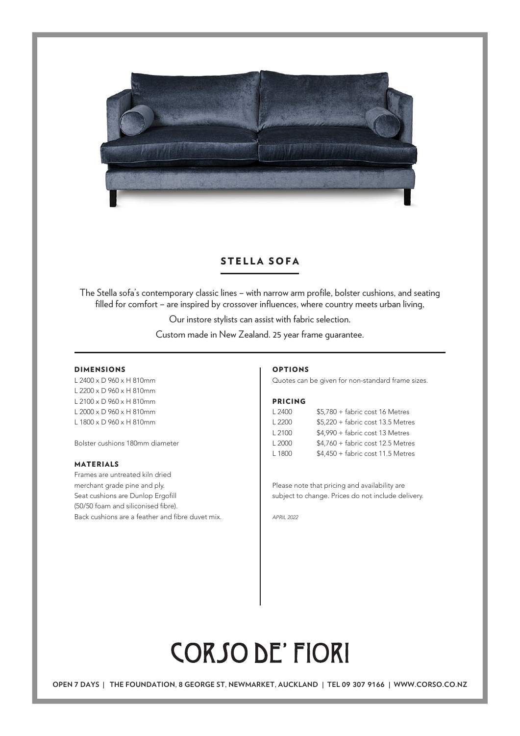# STELLA SOFA

The Stella sofa's contemporary classic lines – with narrow arm profile, bolster cushions, and seating filled for comfort – are inspired by crossover influences, where country meets urban living,

Our instore stylists can assist with fabric selection.

Custom made in New Zealand. 25 year frame guarantee.

## DIMENSIONS

L 2400 x D 960 x H 810mm
L 2200 x D 960 x H 810mm
L 2100 x D 960 x H 810mm
L 2000 x D 960 x H 810mm
L 1800 x D 960 x H 810mm

Bolster cushions 180mm diameter

## MATERIALS

Frames are untreated kiln dried merchant grade pine and ply.
Seat cushions are Dunlop Ergofill (50/50 foam and siliconised fibre).
Back cushions are a feather and fibre duvet mix.

## OPTIONS

Quotes can be given for non-standard frame sizes.

## PRICING

| | |
|---|---|
| L 2400 | $5,780 + fabric cost 16 Metres |
| L 2200 | $5,220 + fabric cost 13.5 Metres |
| L 2100 | $4,990 + fabric cost 13 Metres |
| L 2000 | $4,760 + fabric cost 12.5 Metres |
| L 1800 | $4,450 + fabric cost 11.5 Metres |

Please note that pricing and availability are subject to change. Prices do not include delivery.

*APRIL 2022*

# CORSO DE' FIORI

**OPEN 7 DAYS | THE FOUNDATION, 8 GEORGE ST, NEWMARKET, AUCKLAND | TEL 09 307 9166 | WWW.CORSO.CO.NZ**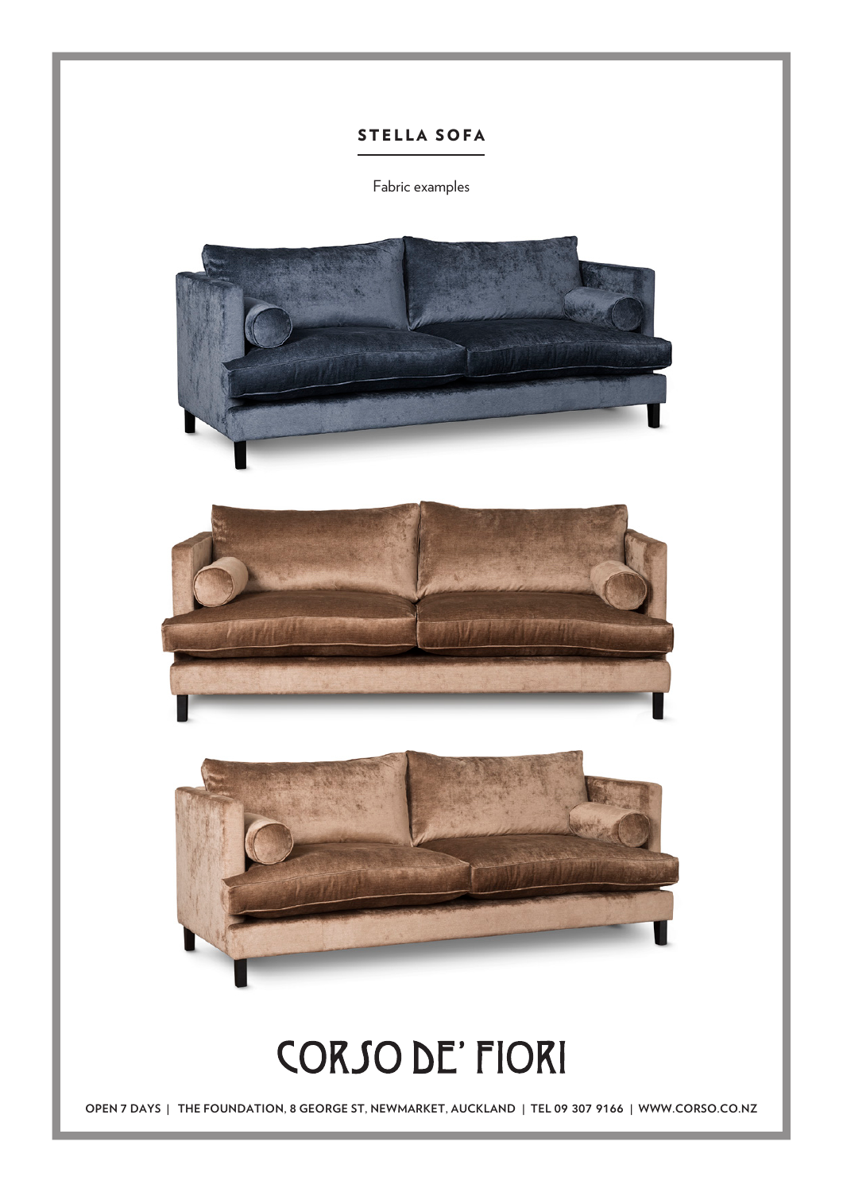## STELLA SOFA

Fabric examples

# CORSO DE' FIORI

OPEN 7 DAYS | THE FOUNDATION, 8 GEORGE ST, NEWMARKET, AUCKLAND | TEL 09 307 9166 | WWW.CORSO.CO.NZ